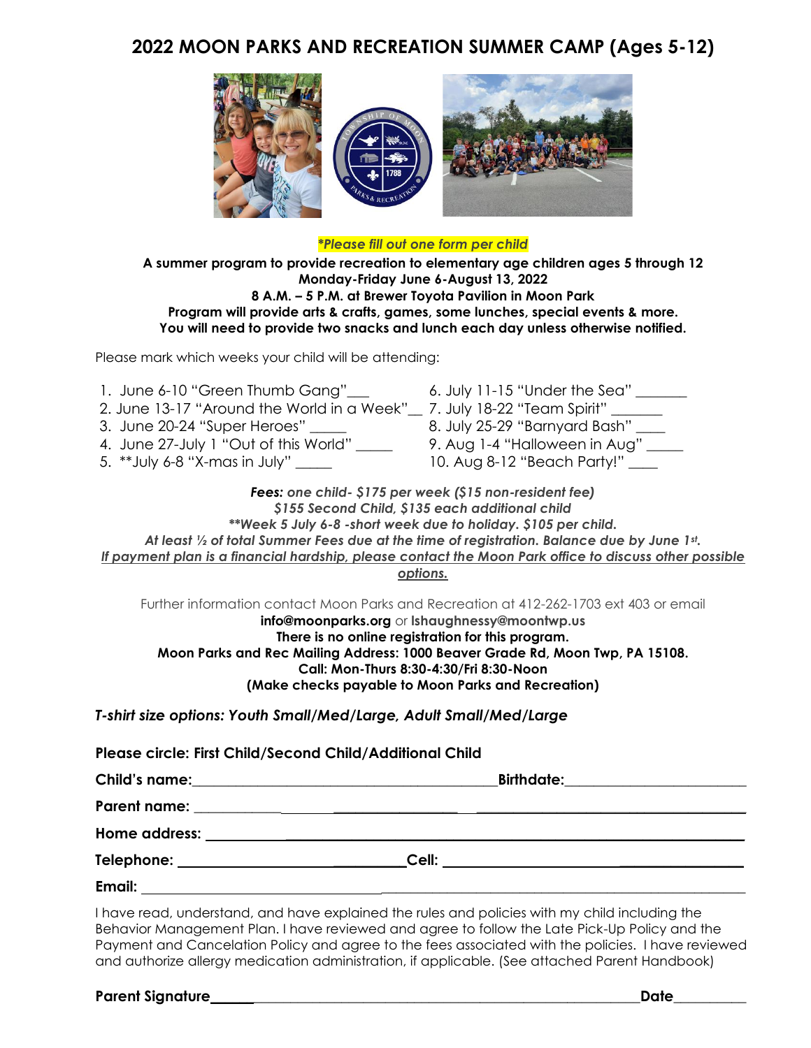# 2022 MOON PARKS AND RECREATION SUMMER CAMP (Ages 5-12)

***Please fill out one form per child***

**A summer program to provide recreation to elementary age children ages 5 through 12**
**Monday-Friday June 6-August 13, 2022**
**8 A.M. – 5 P.M. at Brewer Toyota Pavilion in Moon Park**
**Program will provide arts & crafts, games, some lunches, special events & more.**
**You will need to provide two snacks and lunch each day unless otherwise notified.**

Please mark which weeks your child will be attending:

1. June 6-10 "Green Thumb Gang"___
2. June 13-17 "Around the World in a Week"__
3. June 20-24 "Super Heroes" _____
4. June 27-July 1 "Out of this World" _____
5. **July 6-8 "X-mas in July" _____
6. July 11-15 "Under the Sea" _______
7. July 18-22 "Team Spirit" _______
8. July 25-29 "Barnyard Bash" ____
9. Aug 1-4 "Halloween in Aug" _____
10. Aug 8-12 "Beach Party!" ____

***Fees:** one child- $175 per week ($15 non-resident fee)*
*$155 Second Child, $135 each additional child*
***Week 5 July 6-8 -short week due to holiday. $105 per child.**
*At least ½ of total Summer Fees due at the time of registration. Balance due by June 1st.*
***If payment plan is a financial hardship, please contact the Moon Park office to discuss other possible options.***

Further information contact Moon Parks and Recreation at 412-262-1703 ext 403 or email
**info@moonparks.org** or **lshaughnessy@moontwp.us**
**There is no online registration for this program.**
**Moon Parks and Rec Mailing Address: 1000 Beaver Grade Rd, Moon Twp, PA 15108.**
**Call: Mon-Thurs 8:30-4:30/Fri 8:30-Noon**
**(Make checks payable to Moon Parks and Recreation)**

***T-shirt size options: Youth Small/Med/Large, Adult Small/Med/Large***

**Please circle: First Child/Second Child/Additional Child**

**Child's name:**_________________________________________**Birthdate:**________________________

**Parent name:** ________________________________________________________________________

**Home address:** ______________________________________________________________________

**Telephone:** ______________________________**Cell:** ___________________________________

**Email:** ____________________________________________________________________________

I have read, understand, and have explained the rules and policies with my child including the Behavior Management Plan. I have reviewed and agree to follow the Late Pick-Up Policy and the Payment and Cancelation Policy and agree to the fees associated with the policies. I have reviewed and authorize allergy medication administration, if applicable. (See attached Parent Handbook)

**Parent Signature**_____________________________________________________________**Date**__________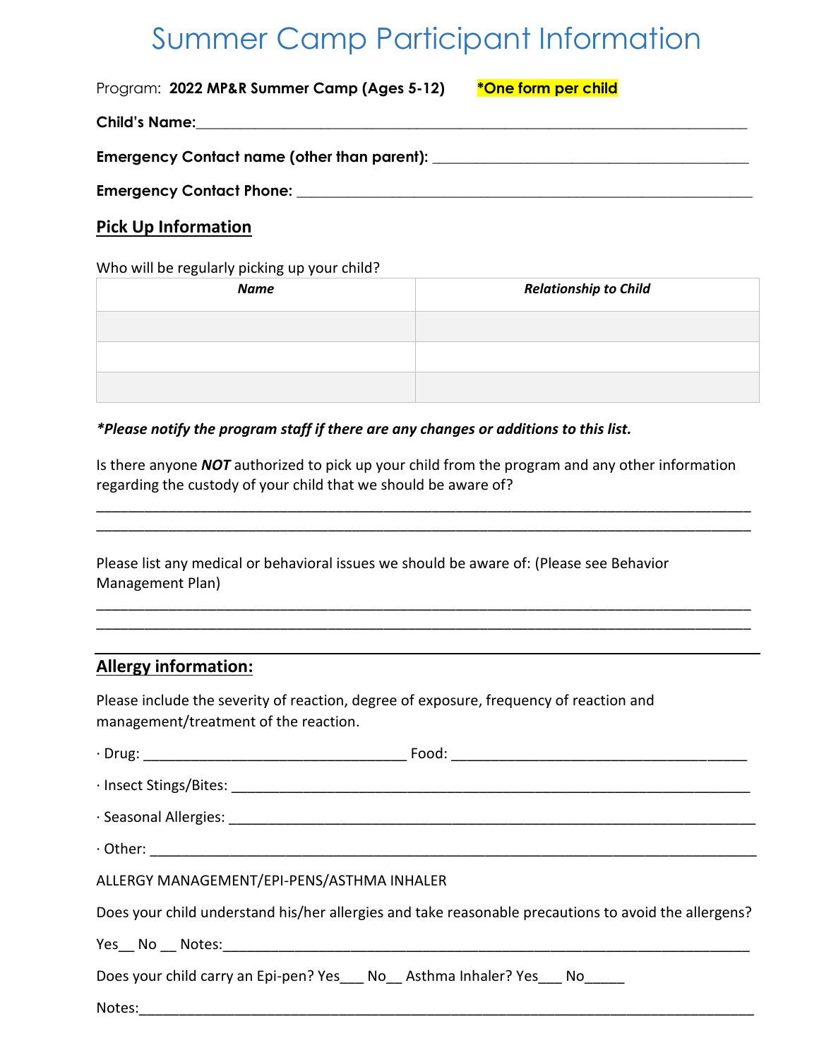# Summer Camp Participant Information

Program: **2022 MP&R Summer Camp (Ages 5-12)** **\*One form per child**

**Child's Name:**\_\_\_\_\_\_\_\_\_\_\_\_\_\_\_\_\_\_\_\_\_\_\_\_\_\_\_\_\_\_\_\_\_\_\_\_\_\_\_\_\_\_\_\_\_\_\_\_\_\_\_\_\_\_\_\_\_\_\_\_\_\_\_\_\_\_\_\_

**Emergency Contact name (other than parent):** \_\_\_\_\_\_\_\_\_\_\_\_\_\_\_\_\_\_\_\_\_\_\_\_\_\_\_\_\_\_\_\_\_\_\_\_\_\_\_

**Emergency Contact Phone:** \_\_\_\_\_\_\_\_\_\_\_\_\_\_\_\_\_\_\_\_\_\_\_\_\_\_\_\_\_\_\_\_\_\_\_\_\_\_\_\_\_\_\_\_\_\_\_\_\_\_\_\_\_\_\_\_

## Pick Up Information

Who will be regularly picking up your child?

| *Name* | *Relationship to Child* |
|---|---|
| | |
| | |
| | |

***\*Please notify the program staff if there are any changes or additions to this list.***

Is there anyone ***NOT*** authorized to pick up your child from the program and any other information regarding the custody of your child that we should be aware of?

\_\_\_\_\_\_\_\_\_\_\_\_\_\_\_\_\_\_\_\_\_\_\_\_\_\_\_\_\_\_\_\_\_\_\_\_\_\_\_\_\_\_\_\_\_\_\_\_\_\_\_\_\_\_\_\_\_\_\_\_\_\_\_\_\_\_\_\_\_\_\_\_\_\_\_\_\_\_
\_\_\_\_\_\_\_\_\_\_\_\_\_\_\_\_\_\_\_\_\_\_\_\_\_\_\_\_\_\_\_\_\_\_\_\_\_\_\_\_\_\_\_\_\_\_\_\_\_\_\_\_\_\_\_\_\_\_\_\_\_\_\_\_\_\_\_\_\_\_\_\_\_\_\_\_\_\_

Please list any medical or behavioral issues we should be aware of: (Please see Behavior Management Plan)

\_\_\_\_\_\_\_\_\_\_\_\_\_\_\_\_\_\_\_\_\_\_\_\_\_\_\_\_\_\_\_\_\_\_\_\_\_\_\_\_\_\_\_\_\_\_\_\_\_\_\_\_\_\_\_\_\_\_\_\_\_\_\_\_\_\_\_\_\_\_\_\_\_\_\_\_\_\_
\_\_\_\_\_\_\_\_\_\_\_\_\_\_\_\_\_\_\_\_\_\_\_\_\_\_\_\_\_\_\_\_\_\_\_\_\_\_\_\_\_\_\_\_\_\_\_\_\_\_\_\_\_\_\_\_\_\_\_\_\_\_\_\_\_\_\_\_\_\_\_\_\_\_\_\_\_\_

## Allergy information:

Please include the severity of reaction, degree of exposure, frequency of reaction and management/treatment of the reaction.

· Drug: \_\_\_\_\_\_\_\_\_\_\_\_\_\_\_\_\_\_\_\_\_\_\_\_\_\_\_\_\_\_\_\_\_ Food: \_\_\_\_\_\_\_\_\_\_\_\_\_\_\_\_\_\_\_\_\_\_\_\_\_\_\_\_\_\_\_\_\_\_\_\_\_

· Insect Stings/Bites: \_\_\_\_\_\_\_\_\_\_\_\_\_\_\_\_\_\_\_\_\_\_\_\_\_\_\_\_\_\_\_\_\_\_\_\_\_\_\_\_\_\_\_\_\_\_\_\_\_\_\_\_\_\_\_\_\_\_\_\_\_

· Seasonal Allergies: \_\_\_\_\_\_\_\_\_\_\_\_\_\_\_\_\_\_\_\_\_\_\_\_\_\_\_\_\_\_\_\_\_\_\_\_\_\_\_\_\_\_\_\_\_\_\_\_\_\_\_\_\_\_\_\_\_\_\_\_\_\_

· Other: \_\_\_\_\_\_\_\_\_\_\_\_\_\_\_\_\_\_\_\_\_\_\_\_\_\_\_\_\_\_\_\_\_\_\_\_\_\_\_\_\_\_\_\_\_\_\_\_\_\_\_\_\_\_\_\_\_\_\_\_\_\_\_\_\_\_\_\_\_\_\_\_\_

ALLERGY MANAGEMENT/EPI-PENS/ASTHMA INHALER

Does your child understand his/her allergies and take reasonable precautions to avoid the allergens?

Yes\_\_ No \_\_ Notes:\_\_\_\_\_\_\_\_\_\_\_\_\_\_\_\_\_\_\_\_\_\_\_\_\_\_\_\_\_\_\_\_\_\_\_\_\_\_\_\_\_\_\_\_\_\_\_\_\_\_\_\_\_\_\_\_\_\_\_\_\_\_\_\_\_

Does your child carry an Epi-pen? Yes\_\_\_ No\_\_ Asthma Inhaler? Yes\_\_\_ No\_\_\_\_\_

Notes:\_\_\_\_\_\_\_\_\_\_\_\_\_\_\_\_\_\_\_\_\_\_\_\_\_\_\_\_\_\_\_\_\_\_\_\_\_\_\_\_\_\_\_\_\_\_\_\_\_\_\_\_\_\_\_\_\_\_\_\_\_\_\_\_\_\_\_\_\_\_\_\_\_\_\_\_